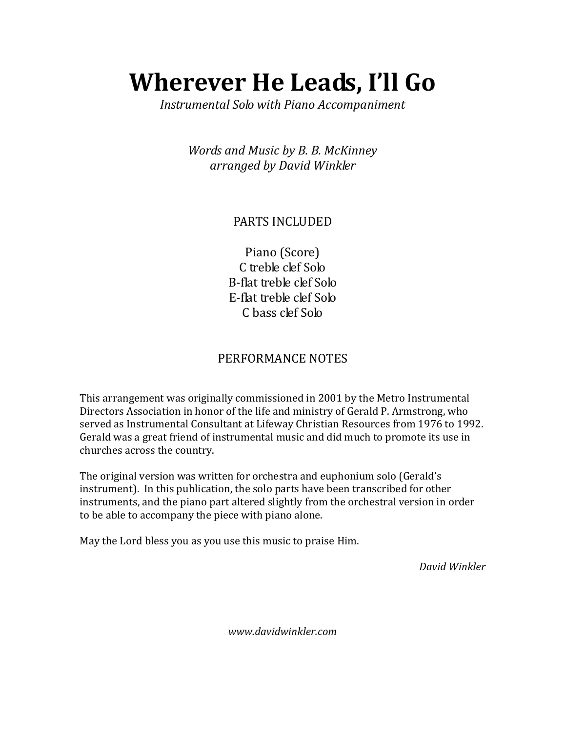# Wherever He Leads, I'll Go

*Instrumental Solo with Piano Accompaniment*

*Words and Music by B. B. McKinney*
*arranged by David Winkler*

## PARTS INCLUDED

Piano (Score)
C treble clef Solo
B-flat treble clef Solo
E-flat treble clef Solo
C bass clef Solo

## PERFORMANCE NOTES

This arrangement was originally commissioned in 2001 by the Metro Instrumental Directors Association in honor of the life and ministry of Gerald P. Armstrong, who served as Instrumental Consultant at Lifeway Christian Resources from 1976 to 1992. Gerald was a great friend of instrumental music and did much to promote its use in churches across the country.

The original version was written for orchestra and euphonium solo (Gerald's instrument). In this publication, the solo parts have been transcribed for other instruments, and the piano part altered slightly from the orchestral version in order to be able to accompany the piece with piano alone.

May the Lord bless you as you use this music to praise Him.

*David Winkler*

*www.davidwinkler.com*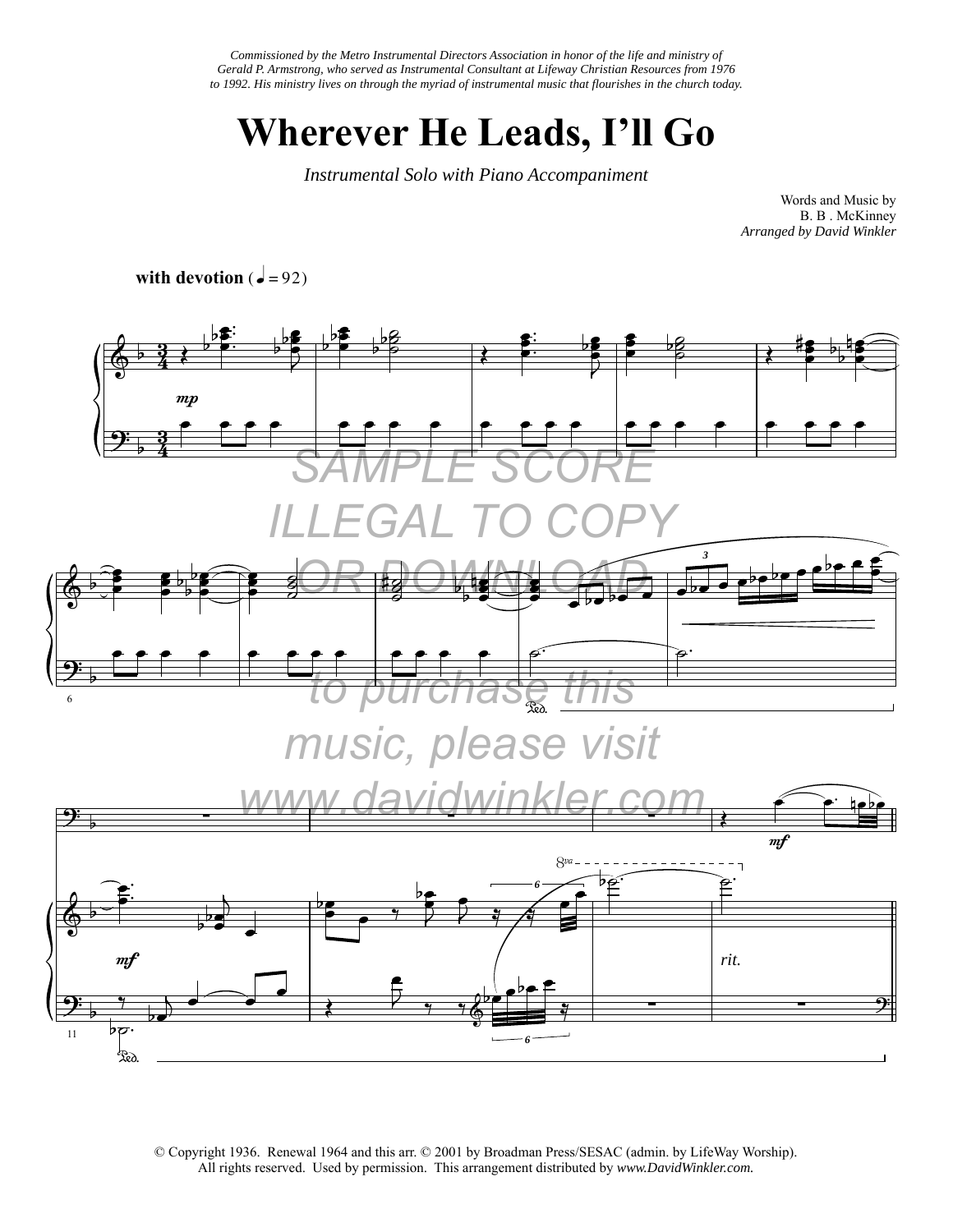*Commissioned by the Metro Instrumental Directors Association in honor of the life and ministry of Gerald P. Armstrong, who served as Instrumental Consultant at Lifeway Christian Resources from 1976 to 1992. His ministry lives on through the myriad of instrumental music that flourishes in the church today.*

# Wherever He Leads, I'll Go

*Instrumental Solo with Piano Accompaniment*

Words and Music by
B. B . McKinney
*Arranged by David Winkler*

**with devotion** (♩ = 92)

SAMPLE SCORE
ILLEGAL TO COPY
OR DOWNLOAD
to purchase this music, please visit
www.davidwinkler.com

© Copyright 1936. Renewal 1964 and this arr. © 2001 by Broadman Press/SESAC (admin. by LifeWay Worship). All rights reserved. Used by permission. This arrangement distributed by *www.DavidWinkler.com.*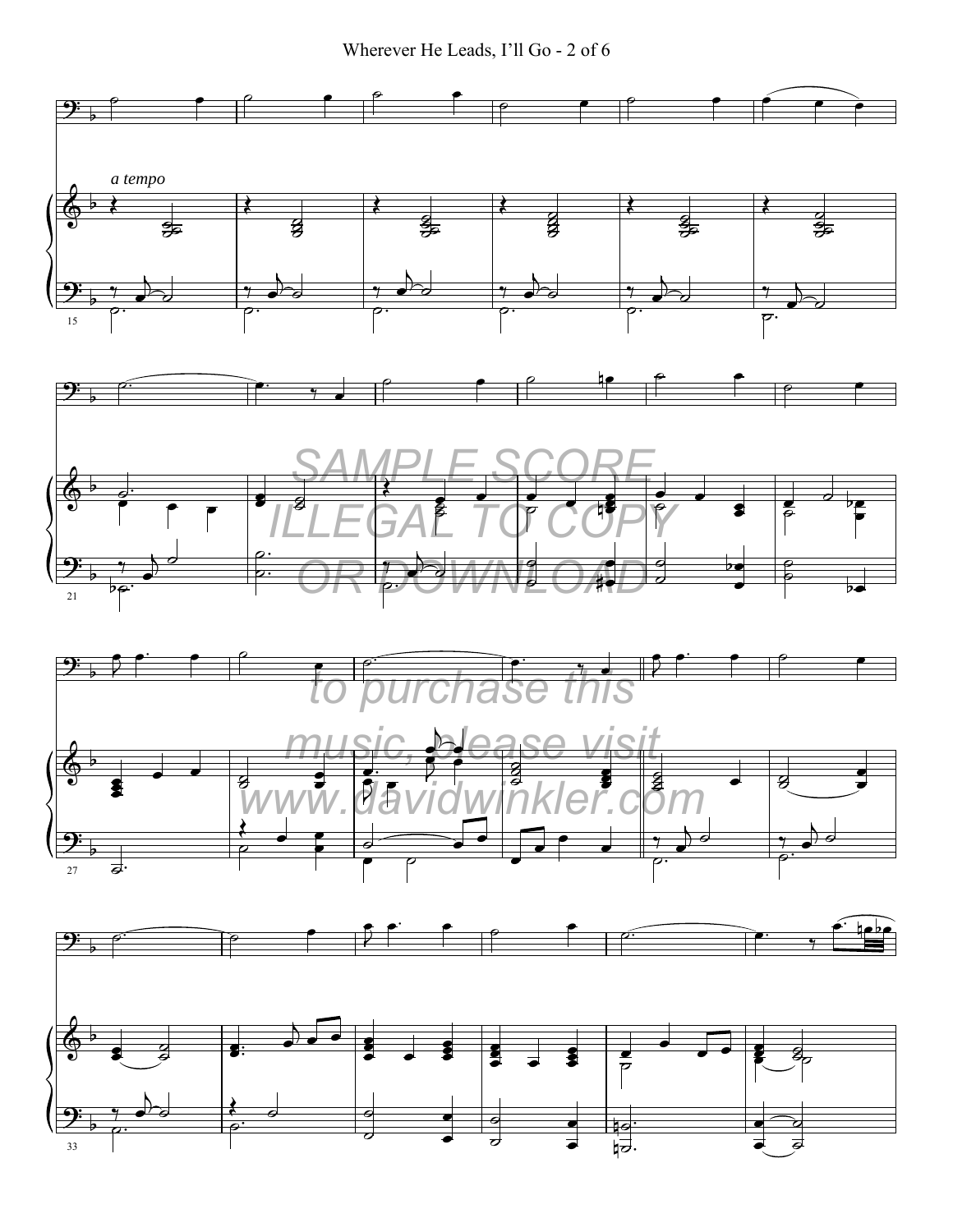*a tempo*

SAMPLE SCORE
ILLEGAL TO COPY
OR DOWNLOAD

to purchase this
music, please visit
www.davidwinkler.com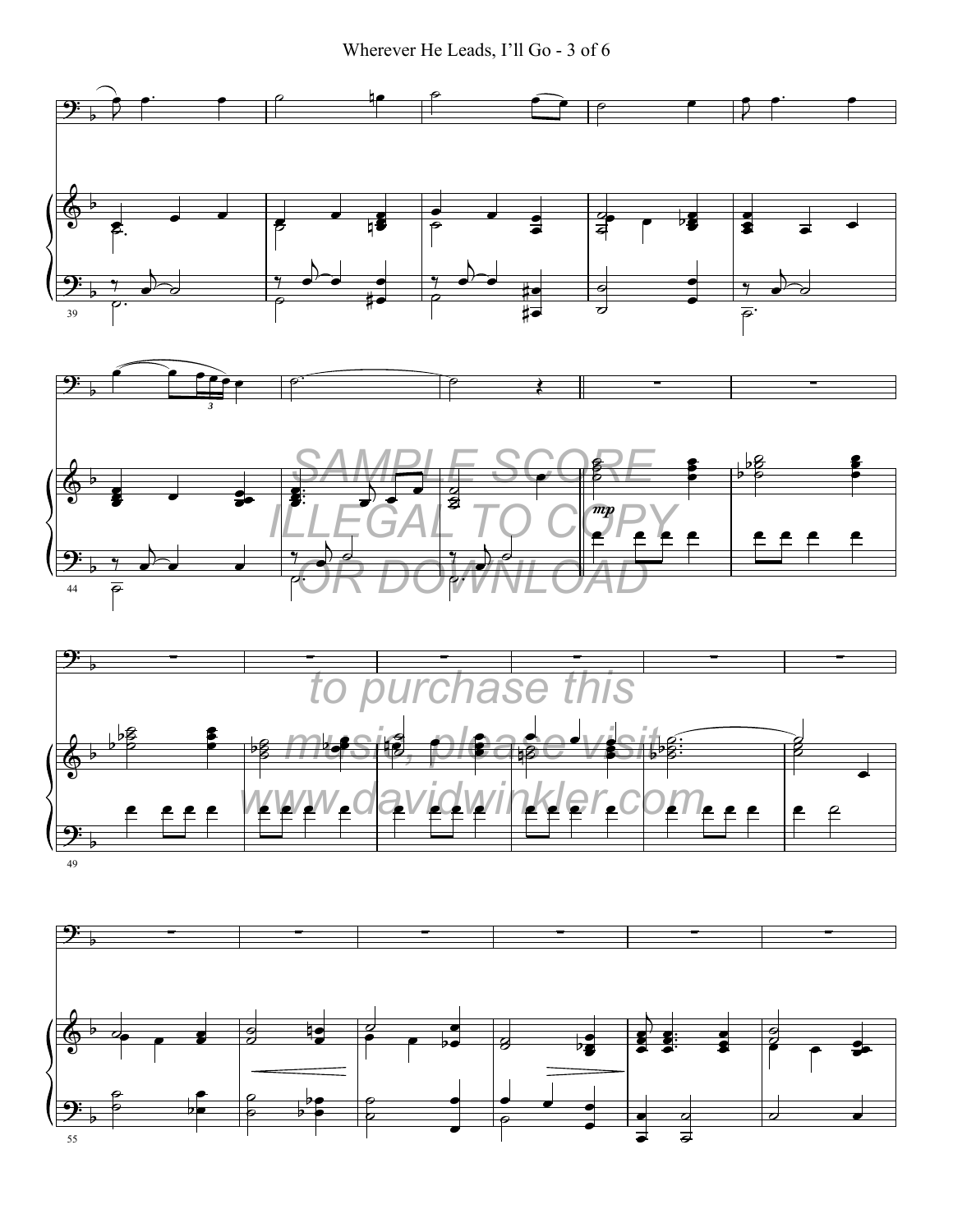SAMPLE SCORE
ILLEGAL TO COPY
OR DOWNLOAD

to purchase this
music, please visit
www.davidwinkler.com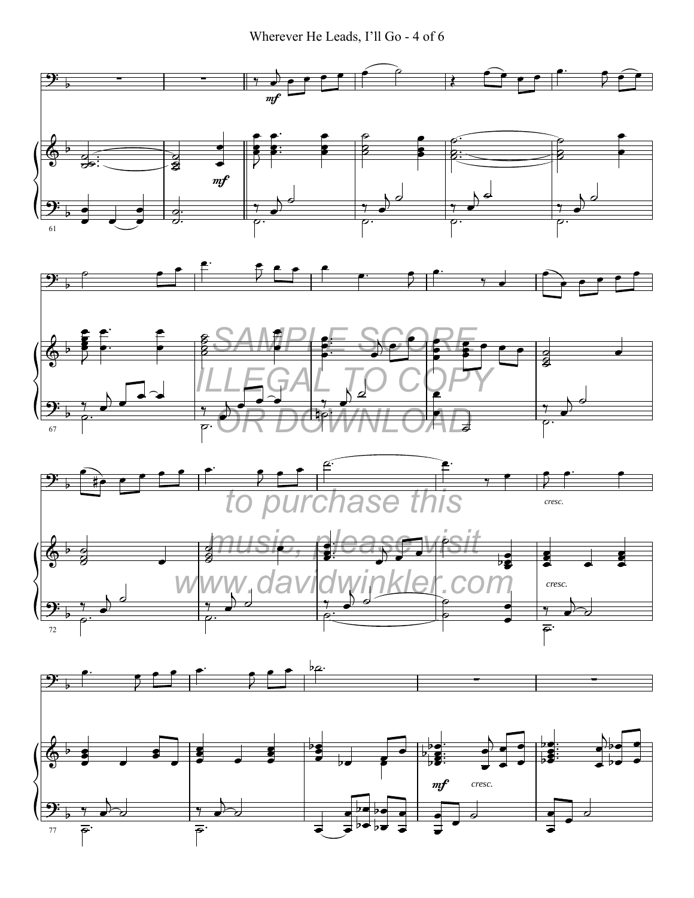SAMPLE SCORE ILLEGAL TO COPY OR DOWNLOAD

to purchase this music, please visit www.davidwinkler.com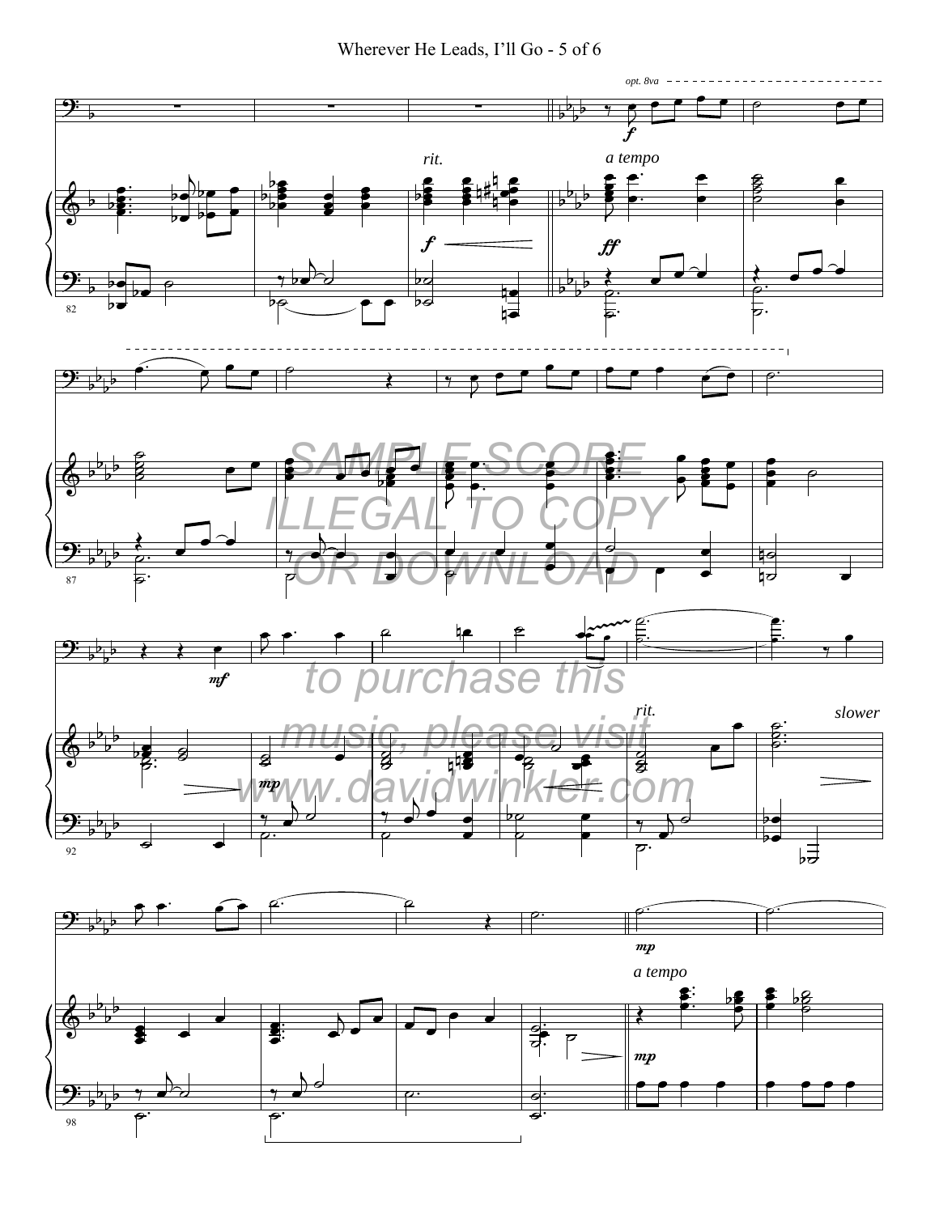SAMPLE SCORE
ILLEGAL TO COPY
OR DOWNLOAD

to purchase this
music, please visit
www.davidwinkler.com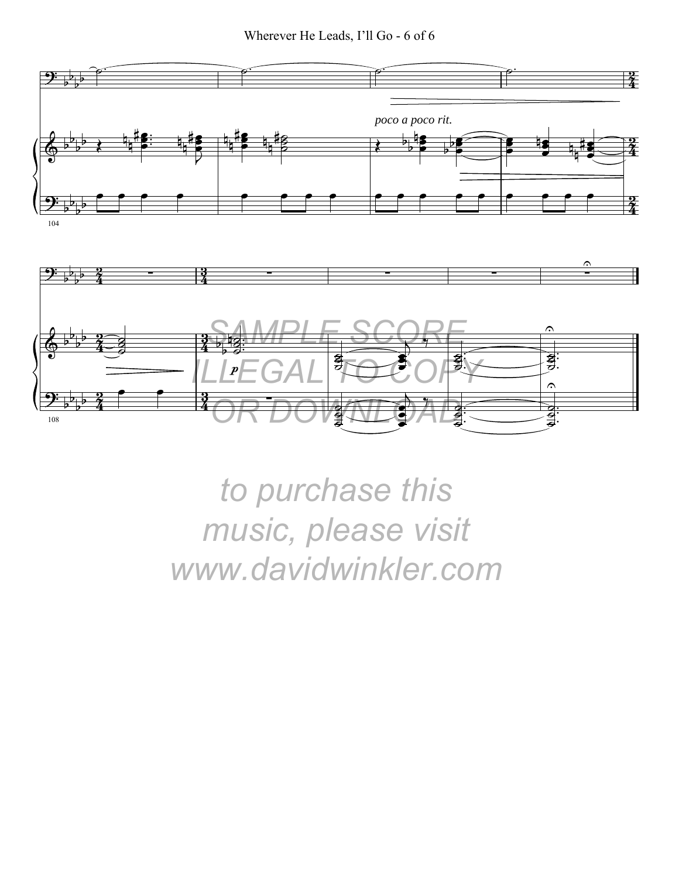poco a poco rit.

SAMPLE SCORE
ILLEGAL TO COPY
OR DOWNLOAD

to purchase this
music, please visit
www.davidwinkler.com